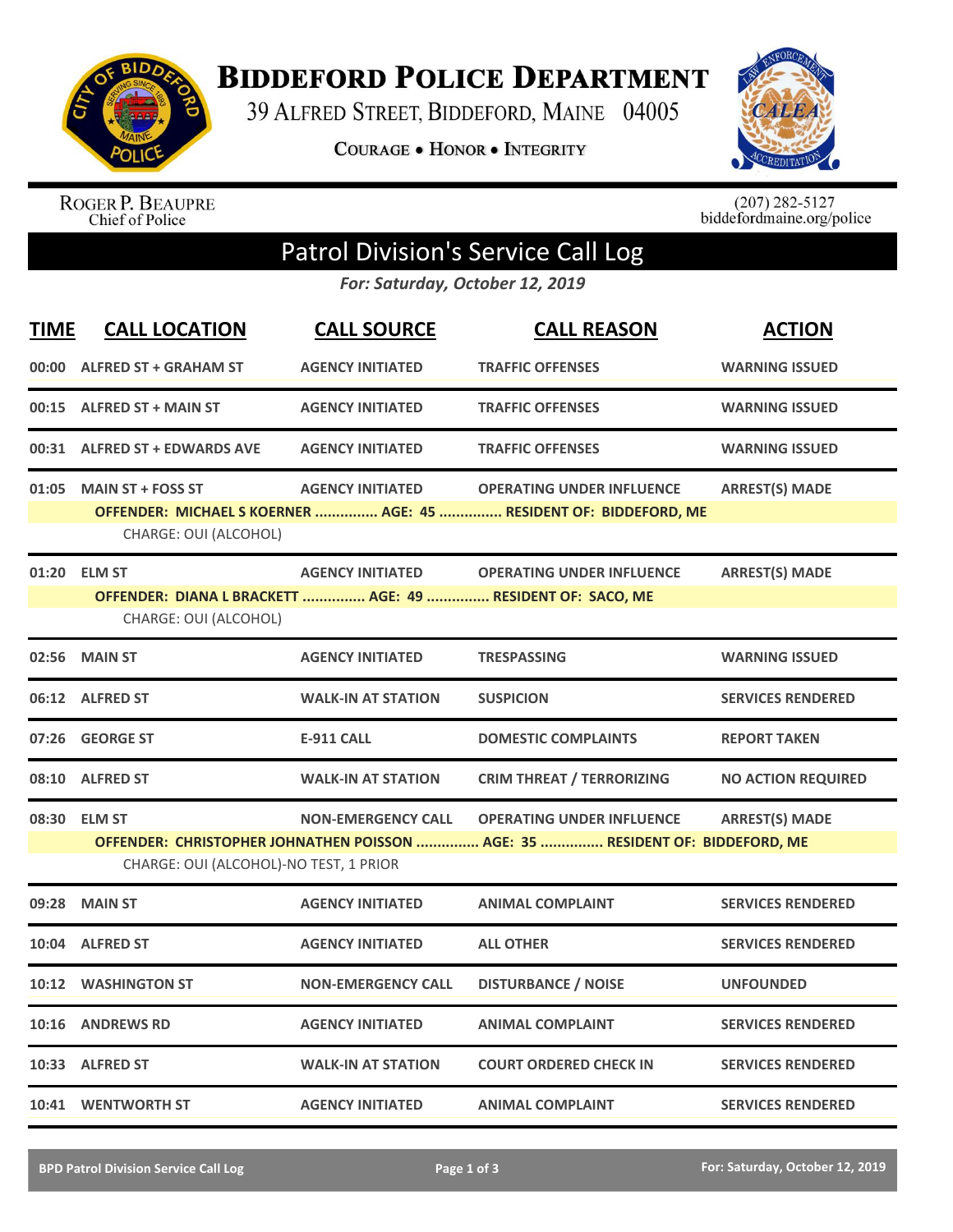# Biddeford Police Department

39 Alfred Street, Biddeford, Maine 04005

**Courage • Honor • Integrity**

Roger P. Beaupre
Chief of Police

(207) 282-5127
biddefordmaine.org/police

## Patrol Division's Service Call Log

*For: Saturday, October 12, 2019*

| TIME | CALL LOCATION | CALL SOURCE | CALL REASON | ACTION |
|---|---|---|---|---|
| 00:00 | ALFRED ST + GRAHAM ST | AGENCY INITIATED | TRAFFIC OFFENSES | WARNING ISSUED |
| 00:15 | ALFRED ST + MAIN ST | AGENCY INITIATED | TRAFFIC OFFENSES | WARNING ISSUED |
| 00:31 | ALFRED ST + EDWARDS AVE | AGENCY INITIATED | TRAFFIC OFFENSES | WARNING ISSUED |
| 01:05 | MAIN ST + FOSS ST | AGENCY INITIATED | OPERATING UNDER INFLUENCE | ARREST(S) MADE |
| | OFFENDER: MICHAEL S KOERNER ............... AGE: 45 ............... RESIDENT OF: BIDDEFORD, ME<br>CHARGE: OUI (ALCOHOL) | | | |
| 01:20 | ELM ST | AGENCY INITIATED | OPERATING UNDER INFLUENCE | ARREST(S) MADE |
| | OFFENDER: DIANA L BRACKETT ............... AGE: 49 ............... RESIDENT OF: SACO, ME<br>CHARGE: OUI (ALCOHOL) | | | |
| 02:56 | MAIN ST | AGENCY INITIATED | TRESPASSING | WARNING ISSUED |
| 06:12 | ALFRED ST | WALK-IN AT STATION | SUSPICION | SERVICES RENDERED |
| 07:26 | GEORGE ST | E-911 CALL | DOMESTIC COMPLAINTS | REPORT TAKEN |
| 08:10 | ALFRED ST | WALK-IN AT STATION | CRIM THREAT / TERRORIZING | NO ACTION REQUIRED |
| 08:30 | ELM ST | NON-EMERGENCY CALL | OPERATING UNDER INFLUENCE | ARREST(S) MADE |
| | OFFENDER: CHRISTOPHER JOHNATHEN POISSON ............... AGE: 35 ............... RESIDENT OF: BIDDEFORD, ME<br>CHARGE: OUI (ALCOHOL)-NO TEST, 1 PRIOR | | | |
| 09:28 | MAIN ST | AGENCY INITIATED | ANIMAL COMPLAINT | SERVICES RENDERED |
| 10:04 | ALFRED ST | AGENCY INITIATED | ALL OTHER | SERVICES RENDERED |
| 10:12 | WASHINGTON ST | NON-EMERGENCY CALL | DISTURBANCE / NOISE | UNFOUNDED |
| 10:16 | ANDREWS RD | AGENCY INITIATED | ANIMAL COMPLAINT | SERVICES RENDERED |
| 10:33 | ALFRED ST | WALK-IN AT STATION | COURT ORDERED CHECK IN | SERVICES RENDERED |
| 10:41 | WENTWORTH ST | AGENCY INITIATED | ANIMAL COMPLAINT | SERVICES RENDERED |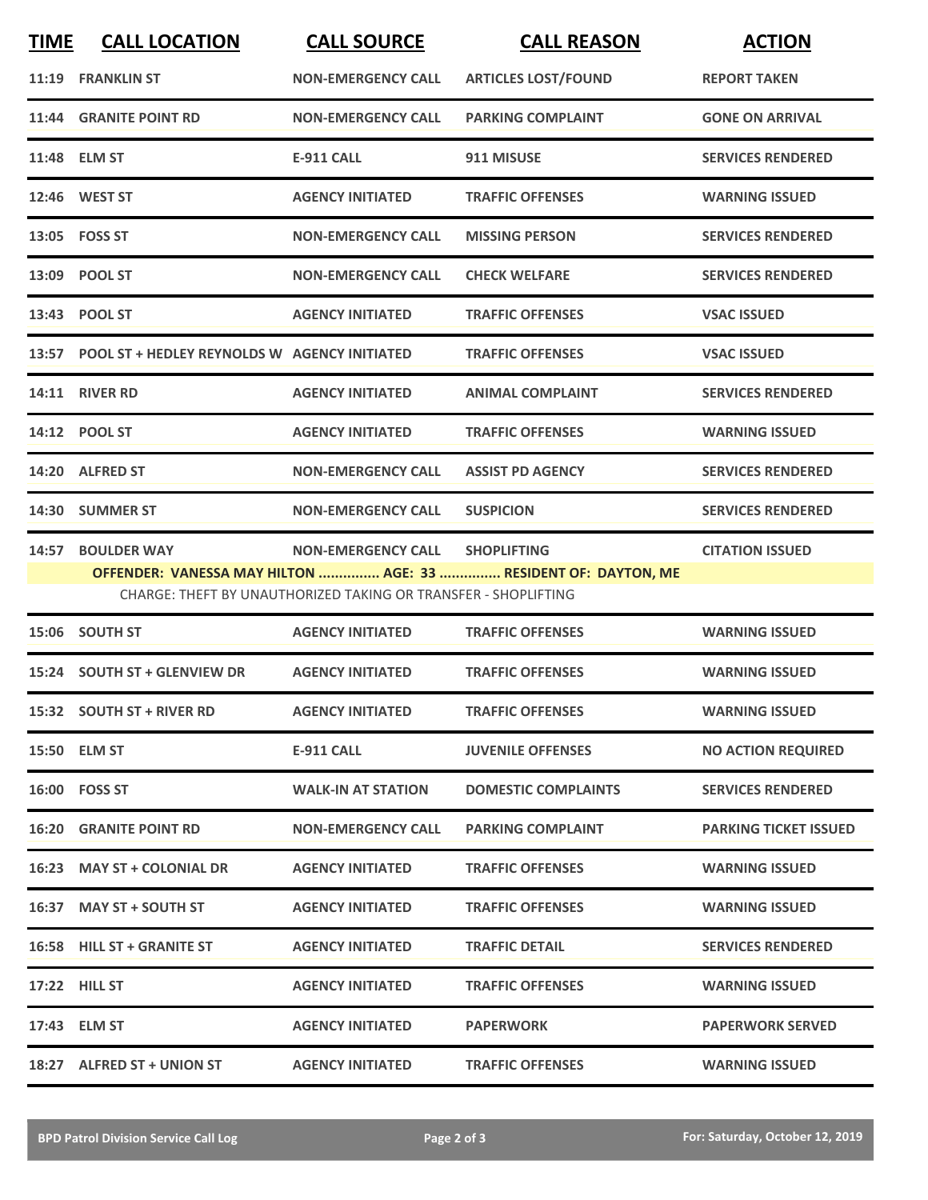| TIME | CALL LOCATION | CALL SOURCE | CALL REASON | ACTION |
|---|---|---|---|---|
| 11:19 | FRANKLIN ST | NON-EMERGENCY CALL | ARTICLES LOST/FOUND | REPORT TAKEN |
| 11:44 | GRANITE POINT RD | NON-EMERGENCY CALL | PARKING COMPLAINT | GONE ON ARRIVAL |
| 11:48 | ELM ST | E-911 CALL | 911 MISUSE | SERVICES RENDERED |
| 12:46 | WEST ST | AGENCY INITIATED | TRAFFIC OFFENSES | WARNING ISSUED |
| 13:05 | FOSS ST | NON-EMERGENCY CALL | MISSING PERSON | SERVICES RENDERED |
| 13:09 | POOL ST | NON-EMERGENCY CALL | CHECK WELFARE | SERVICES RENDERED |
| 13:43 | POOL ST | AGENCY INITIATED | TRAFFIC OFFENSES | VSAC ISSUED |
| 13:57 | POOL ST + HEDLEY REYNOLDS W | AGENCY INITIATED | TRAFFIC OFFENSES | VSAC ISSUED |
| 14:11 | RIVER RD | AGENCY INITIATED | ANIMAL COMPLAINT | SERVICES RENDERED |
| 14:12 | POOL ST | AGENCY INITIATED | TRAFFIC OFFENSES | WARNING ISSUED |
| 14:20 | ALFRED ST | NON-EMERGENCY CALL | ASSIST PD AGENCY | SERVICES RENDERED |
| 14:30 | SUMMER ST | NON-EMERGENCY CALL | SUSPICION | SERVICES RENDERED |
| 14:57 | BOULDER WAY | NON-EMERGENCY CALL | SHOPLIFTING | CITATION ISSUED |
| | OFFENDER: VANESSA MAY HILTON ............... AGE: 33 ............... RESIDENT OF: DAYTON, ME | | | |
| | CHARGE: THEFT BY UNAUTHORIZED TAKING OR TRANSFER - SHOPLIFTING | | | |
| 15:06 | SOUTH ST | AGENCY INITIATED | TRAFFIC OFFENSES | WARNING ISSUED |
| 15:24 | SOUTH ST + GLENVIEW DR | AGENCY INITIATED | TRAFFIC OFFENSES | WARNING ISSUED |
| 15:32 | SOUTH ST + RIVER RD | AGENCY INITIATED | TRAFFIC OFFENSES | WARNING ISSUED |
| 15:50 | ELM ST | E-911 CALL | JUVENILE OFFENSES | NO ACTION REQUIRED |
| 16:00 | FOSS ST | WALK-IN AT STATION | DOMESTIC COMPLAINTS | SERVICES RENDERED |
| 16:20 | GRANITE POINT RD | NON-EMERGENCY CALL | PARKING COMPLAINT | PARKING TICKET ISSUED |
| 16:23 | MAY ST + COLONIAL DR | AGENCY INITIATED | TRAFFIC OFFENSES | WARNING ISSUED |
| 16:37 | MAY ST + SOUTH ST | AGENCY INITIATED | TRAFFIC OFFENSES | WARNING ISSUED |
| 16:58 | HILL ST + GRANITE ST | AGENCY INITIATED | TRAFFIC DETAIL | SERVICES RENDERED |
| 17:22 | HILL ST | AGENCY INITIATED | TRAFFIC OFFENSES | WARNING ISSUED |
| 17:43 | ELM ST | AGENCY INITIATED | PAPERWORK | PAPERWORK SERVED |
| 18:27 | ALFRED ST + UNION ST | AGENCY INITIATED | TRAFFIC OFFENSES | WARNING ISSUED |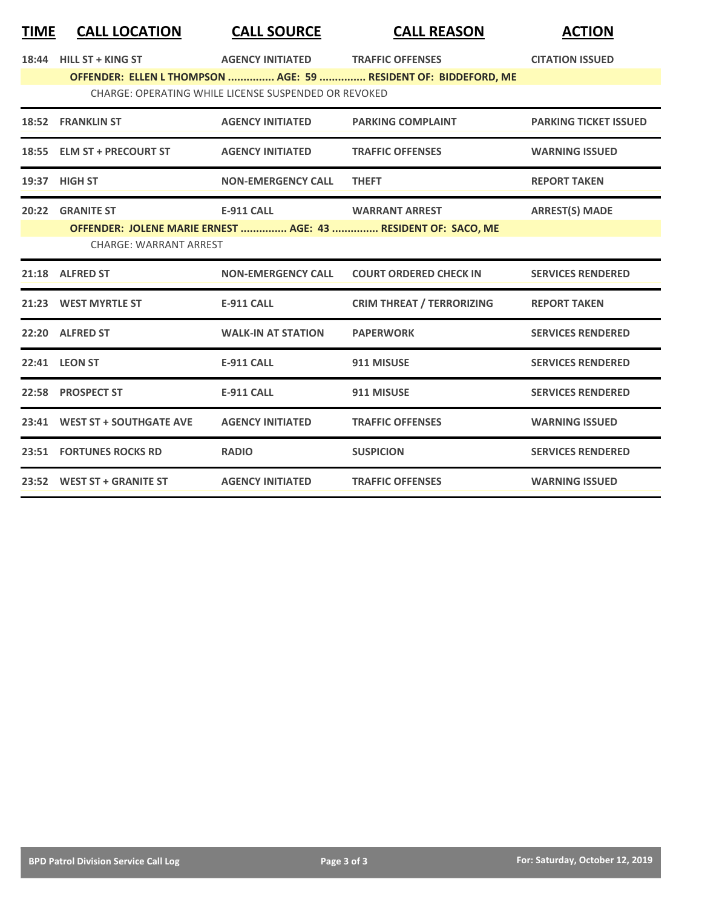| TIME | CALL LOCATION | CALL SOURCE | CALL REASON | ACTION |
|---|---|---|---|---|
| 18:44 | HILL ST + KING ST | AGENCY INITIATED | TRAFFIC OFFENSES | CITATION ISSUED |
| | OFFENDER: ELLEN L THOMPSON ............... AGE: 59 ............... RESIDENT OF: BIDDEFORD, ME | | | |
| | CHARGE: OPERATING WHILE LICENSE SUSPENDED OR REVOKED | | | |
| 18:52 | FRANKLIN ST | AGENCY INITIATED | PARKING COMPLAINT | PARKING TICKET ISSUED |
| 18:55 | ELM ST + PRECOURT ST | AGENCY INITIATED | TRAFFIC OFFENSES | WARNING ISSUED |
| 19:37 | HIGH ST | NON-EMERGENCY CALL | THEFT | REPORT TAKEN |
| 20:22 | GRANITE ST | E-911 CALL | WARRANT ARREST | ARREST(S) MADE |
| | OFFENDER: JOLENE MARIE ERNEST ............... AGE: 43 ............... RESIDENT OF: SACO, ME | | | |
| | CHARGE: WARRANT ARREST | | | |
| 21:18 | ALFRED ST | NON-EMERGENCY CALL | COURT ORDERED CHECK IN | SERVICES RENDERED |
| 21:23 | WEST MYRTLE ST | E-911 CALL | CRIM THREAT / TERRORIZING | REPORT TAKEN |
| 22:20 | ALFRED ST | WALK-IN AT STATION | PAPERWORK | SERVICES RENDERED |
| 22:41 | LEON ST | E-911 CALL | 911 MISUSE | SERVICES RENDERED |
| 22:58 | PROSPECT ST | E-911 CALL | 911 MISUSE | SERVICES RENDERED |
| 23:41 | WEST ST + SOUTHGATE AVE | AGENCY INITIATED | TRAFFIC OFFENSES | WARNING ISSUED |
| 23:51 | FORTUNES ROCKS RD | RADIO | SUSPICION | SERVICES RENDERED |
| 23:52 | WEST ST + GRANITE ST | AGENCY INITIATED | TRAFFIC OFFENSES | WARNING ISSUED |